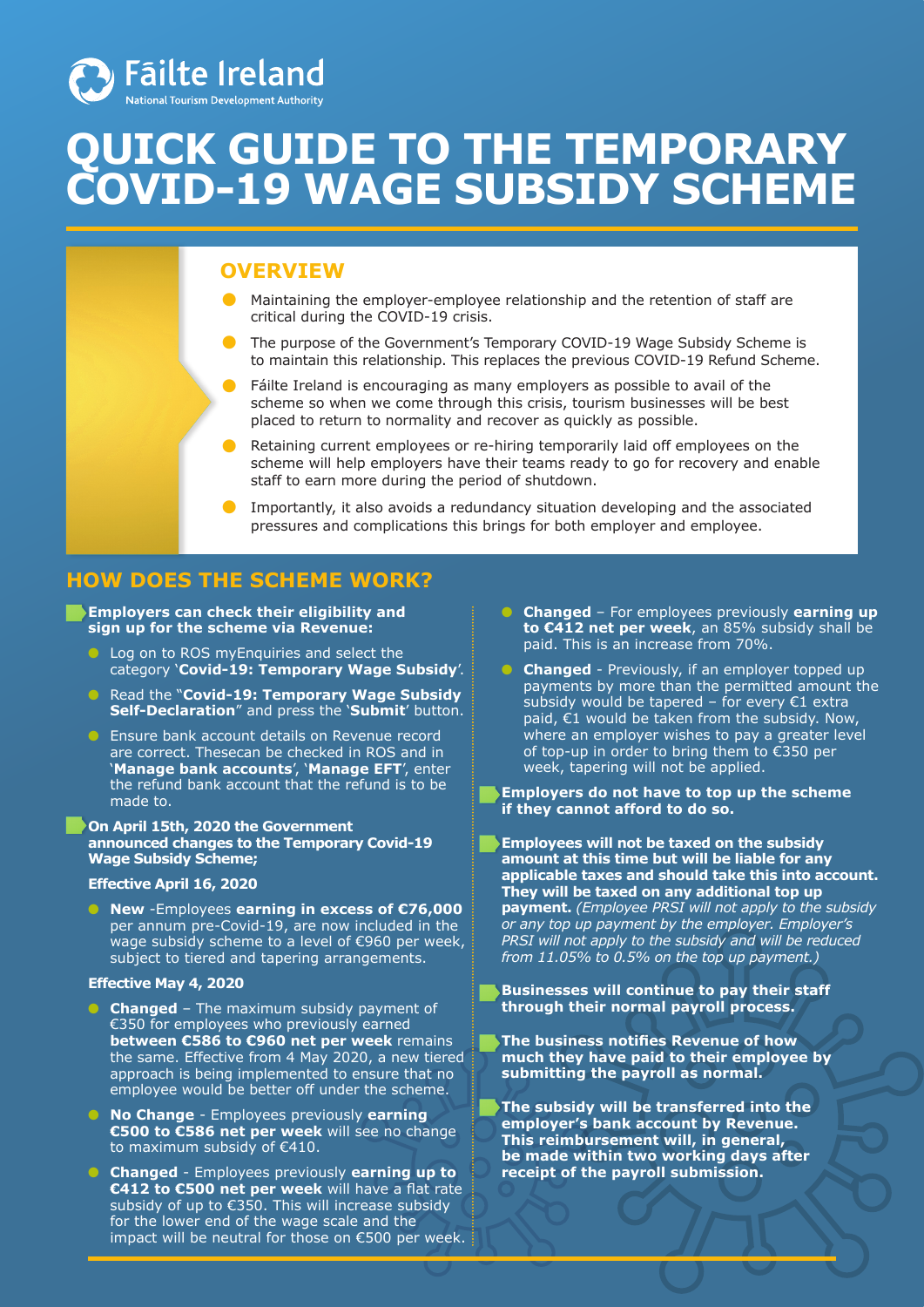Fāilte Ireland

National Tourism Development Authority

# QUICK GUIDE TO THE TEMPORARY COVID-19 WAGE SUBSIDY SCHEME

## OVERVIEW

- Maintaining the employer-employee relationship and the retention of staff are critical during the COVID-19 crisis.
- The purpose of the Government's Temporary COVID-19 Wage Subsidy Scheme is to maintain this relationship. This replaces the previous COVID-19 Refund Scheme.
- Fáilte Ireland is encouraging as many employers as possible to avail of the scheme so when we come through this crisis, tourism businesses will be best placed to return to normality and recover as quickly as possible.
- Retaining current employees or re-hiring temporarily laid off employees on the scheme will help employers have their teams ready to go for recovery and enable staff to earn more during the period of shutdown.
- Importantly, it also avoids a redundancy situation developing and the associated pressures and complications this brings for both employer and employee.

## HOW DOES THE SCHEME WORK?

**Employers can check their eligibility and sign up for the scheme via Revenue:**

- Log on to ROS myEnquiries and select the category '**Covid-19: Temporary Wage Subsidy**'.
- Read the "**Covid-19: Temporary Wage Subsidy Self-Declaration**" and press the '**Submit**' button.
- Ensure bank account details on Revenue record are correct. Thesecan be checked in ROS and in '**Manage bank accounts**', '**Manage EFT**', enter the refund bank account that the refund is to be made to.

**On April 15th, 2020 the Government announced changes to the Temporary Covid-19 Wage Subsidy Scheme;**

**Effective April 16, 2020**

- **New** -Employees **earning in excess of €76,000** per annum pre-Covid-19, are now included in the wage subsidy scheme to a level of €960 per week, subject to tiered and tapering arrangements.

**Effective May 4, 2020**

- **Changed** – The maximum subsidy payment of €350 for employees who previously earned **between €586 to €960 net per week** remains the same. Effective from 4 May 2020, a new tiered approach is being implemented to ensure that no employee would be better off under the scheme.
- **No Change** - Employees previously **earning €500 to €586 net per week** will see no change to maximum subsidy of €410.
- **Changed** - Employees previously **earning up to €412 to €500 net per week** will have a flat rate subsidy of up to €350. This will increase subsidy for the lower end of the wage scale and the impact will be neutral for those on €500 per week.
- **Changed** – For employees previously **earning up to €412 net per week**, an 85% subsidy shall be paid. This is an increase from 70%.
- **Changed** - Previously, if an employer topped up payments by more than the permitted amount the subsidy would be tapered – for every €1 extra paid, €1 would be taken from the subsidy. Now, where an employer wishes to pay a greater level of top-up in order to bring them to €350 per week, tapering will not be applied.

**Employers do not have to top up the scheme if they cannot afford to do so.**

**Employees will not be taxed on the subsidy amount at this time but will be liable for any applicable taxes and should take this into account. They will be taxed on any additional top up payment.** *(Employee PRSI will not apply to the subsidy or any top up payment by the employer. Employer's PRSI will not apply to the subsidy and will be reduced from 11.05% to 0.5% on the top up payment.)*

**Businesses will continue to pay their staff through their normal payroll process.**

**The business notifies Revenue of how much they have paid to their employee by submitting the payroll as normal.**

**The subsidy will be transferred into the employer's bank account by Revenue. This reimbursement will, in general, be made within two working days after receipt of the payroll submission.**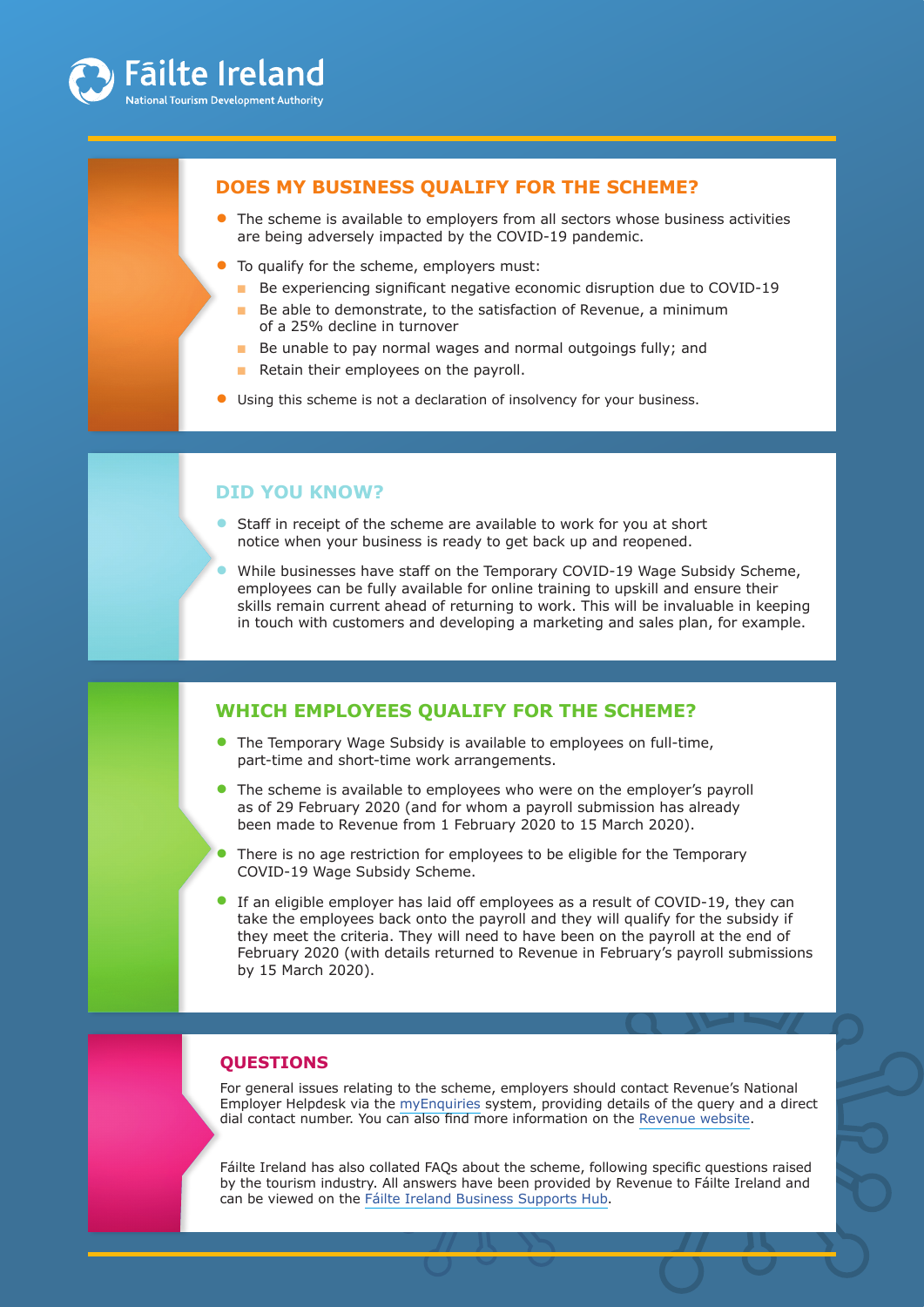Fāilte Ireland
National Tourism Development Authority

## DOES MY BUSINESS QUALIFY FOR THE SCHEME?

- The scheme is available to employers from all sectors whose business activities are being adversely impacted by the COVID-19 pandemic.
- To qualify for the scheme, employers must:
  - Be experiencing significant negative economic disruption due to COVID-19
  - Be able to demonstrate, to the satisfaction of Revenue, a minimum of a 25% decline in turnover
  - Be unable to pay normal wages and normal outgoings fully; and
  - Retain their employees on the payroll.
- Using this scheme is not a declaration of insolvency for your business.

## DID YOU KNOW?

- Staff in receipt of the scheme are available to work for you at short notice when your business is ready to get back up and reopened.
- While businesses have staff on the Temporary COVID-19 Wage Subsidy Scheme, employees can be fully available for online training to upskill and ensure their skills remain current ahead of returning to work. This will be invaluable in keeping in touch with customers and developing a marketing and sales plan, for example.

## WHICH EMPLOYEES QUALIFY FOR THE SCHEME?

- The Temporary Wage Subsidy is available to employees on full-time, part-time and short-time work arrangements.
- The scheme is available to employees who were on the employer's payroll as of 29 February 2020 (and for whom a payroll submission has already been made to Revenue from 1 February 2020 to 15 March 2020).
- There is no age restriction for employees to be eligible for the Temporary COVID-19 Wage Subsidy Scheme.
- If an eligible employer has laid off employees as a result of COVID-19, they can take the employees back onto the payroll and they will qualify for the subsidy if they meet the criteria. They will need to have been on the payroll at the end of February 2020 (with details returned to Revenue in February's payroll submissions by 15 March 2020).

## QUESTIONS

For general issues relating to the scheme, employers should contact Revenue's National Employer Helpdesk via the myEnquiries system, providing details of the query and a direct dial contact number. You can also find more information on the Revenue website.

Fáilte Ireland has also collated FAQs about the scheme, following specific questions raised by the tourism industry. All answers have been provided by Revenue to Fáilte Ireland and can be viewed on the Fáilte Ireland Business Supports Hub.